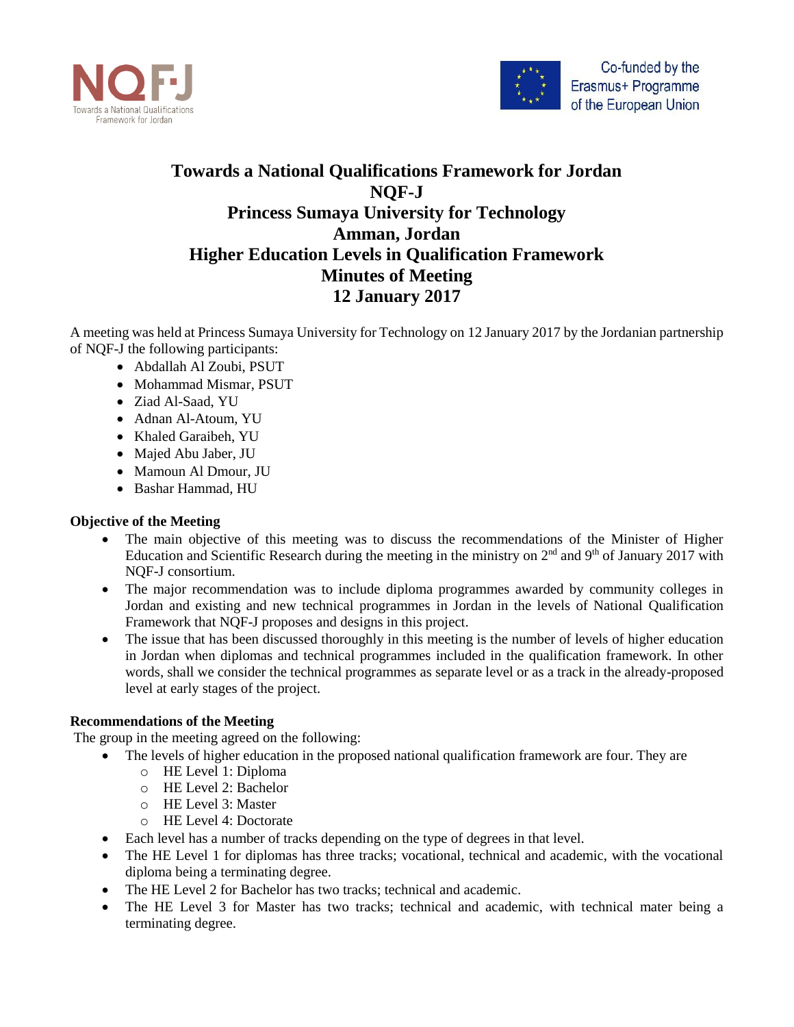NQF·J
Towards a National Qualifications Framework for Jordan

Co-funded by the Erasmus+ Programme of the European Union

# Towards a National Qualifications Framework for Jordan
# NQF-J
# Princess Sumaya University for Technology
# Amman, Jordan
# Higher Education Levels in Qualification Framework
# Minutes of Meeting
# 12 January 2017

A meeting was held at Princess Sumaya University for Technology on 12 January 2017 by the Jordanian partnership of NQF-J the following participants:

- Abdallah Al Zoubi, PSUT
- Mohammad Mismar, PSUT
- Ziad Al-Saad, YU
- Adnan Al-Atoum, YU
- Khaled Garaibeh, YU
- Majed Abu Jaber, JU
- Mamoun Al Dmour, JU
- Bashar Hammad, HU

**Objective of the Meeting**

- The main objective of this meeting was to discuss the recommendations of the Minister of Higher Education and Scientific Research during the meeting in the ministry on 2nd and 9th of January 2017 with NQF-J consortium.
- The major recommendation was to include diploma programmes awarded by community colleges in Jordan and existing and new technical programmes in Jordan in the levels of National Qualification Framework that NQF-J proposes and designs in this project.
- The issue that has been discussed thoroughly in this meeting is the number of levels of higher education in Jordan when diplomas and technical programmes included in the qualification framework. In other words, shall we consider the technical programmes as separate level or as a track in the already-proposed level at early stages of the project.

**Recommendations of the Meeting**

The group in the meeting agreed on the following:

- The levels of higher education in the proposed national qualification framework are four. They are
  - HE Level 1: Diploma
  - HE Level 2: Bachelor
  - HE Level 3: Master
  - HE Level 4: Doctorate
- Each level has a number of tracks depending on the type of degrees in that level.
- The HE Level 1 for diplomas has three tracks; vocational, technical and academic, with the vocational diploma being a terminating degree.
- The HE Level 2 for Bachelor has two tracks; technical and academic.
- The HE Level 3 for Master has two tracks; technical and academic, with technical mater being a terminating degree.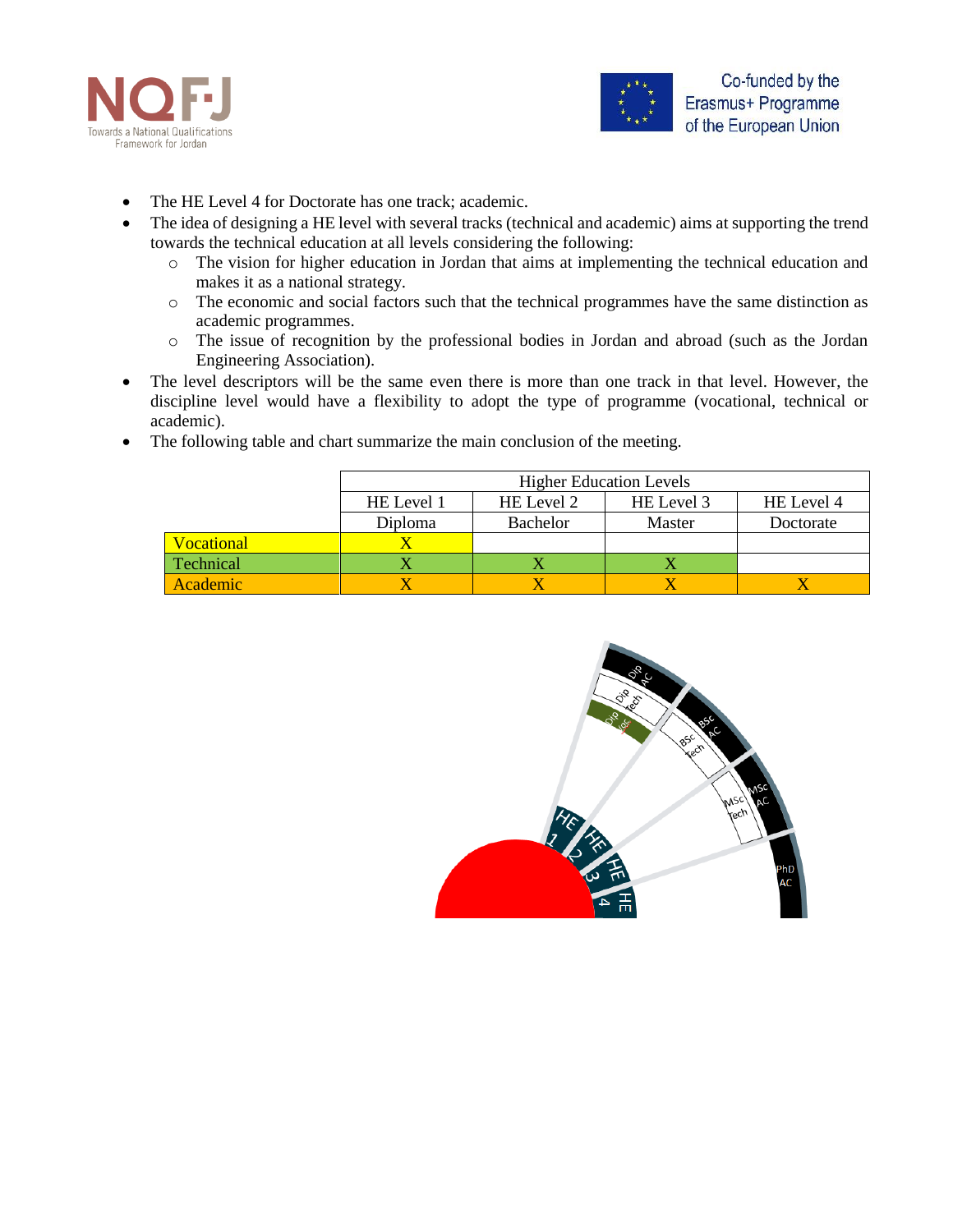- The HE Level 4 for Doctorate has one track; academic.
- The idea of designing a HE level with several tracks (technical and academic) aims at supporting the trend towards the technical education at all levels considering the following:
  - The vision for higher education in Jordan that aims at implementing the technical education and makes it as a national strategy.
  - The economic and social factors such that the technical programmes have the same distinction as academic programmes.
  - The issue of recognition by the professional bodies in Jordan and abroad (such as the Jordan Engineering Association).
- The level descriptors will be the same even there is more than one track in that level. However, the discipline level would have a flexibility to adopt the type of programme (vocational, technical or academic).
- The following table and chart summarize the main conclusion of the meeting.

| | Higher Education Levels | | | |
|---|---|---|---|---|
| | HE Level 1 | HE Level 2 | HE Level 3 | HE Level 4 |
| | Diploma | Bachelor | Master | Doctorate |
| Vocational | X | | | |
| Technical | X | X | X | |
| Academic | X | X | X | X |

Dip AC
Dip Tech
Dip Voc
BSc AC
BSc Tech
MSc AC
MSc Tech
PhD AC
HE 1
HE 2
HE 3
HE 4